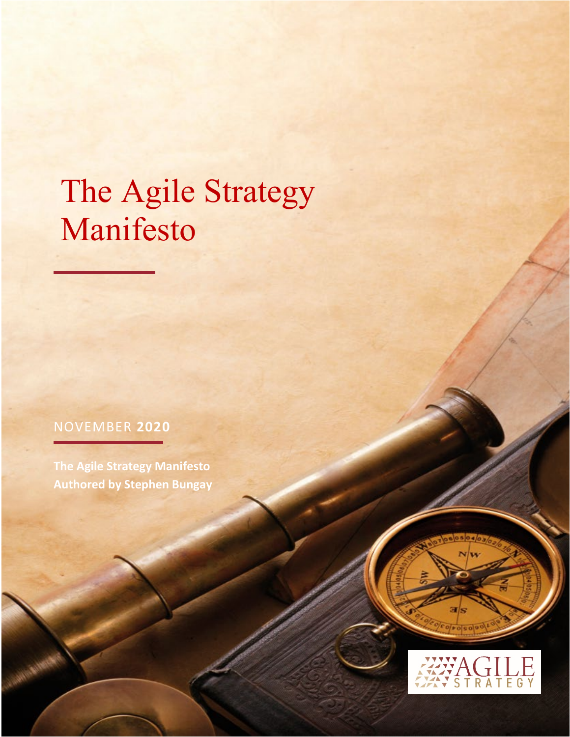# The Agile Strategy Manifesto

NOVEMBER **2020**

**The Agile Strategy Manifesto**
**Authored by Stephen Bungay**

AGILE STRATEGY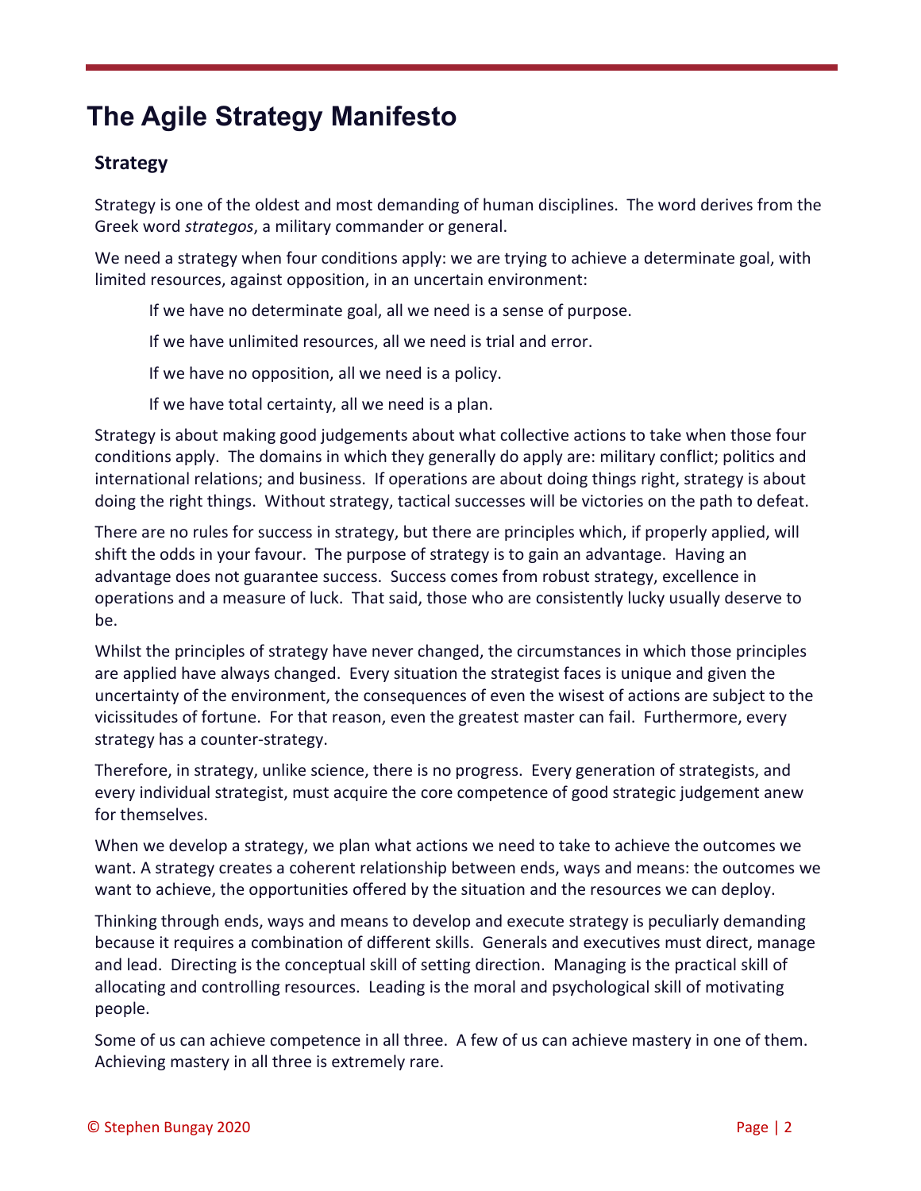# The Agile Strategy Manifesto

## Strategy

Strategy is one of the oldest and most demanding of human disciplines. The word derives from the Greek word *strategos*, a military commander or general.

We need a strategy when four conditions apply: we are trying to achieve a determinate goal, with limited resources, against opposition, in an uncertain environment:

> If we have no determinate goal, all we need is a sense of purpose.
>
> If we have unlimited resources, all we need is trial and error.
>
> If we have no opposition, all we need is a policy.
>
> If we have total certainty, all we need is a plan.

Strategy is about making good judgements about what collective actions to take when those four conditions apply. The domains in which they generally do apply are: military conflict; politics and international relations; and business. If operations are about doing things right, strategy is about doing the right things. Without strategy, tactical successes will be victories on the path to defeat.

There are no rules for success in strategy, but there are principles which, if properly applied, will shift the odds in your favour. The purpose of strategy is to gain an advantage. Having an advantage does not guarantee success. Success comes from robust strategy, excellence in operations and a measure of luck. That said, those who are consistently lucky usually deserve to be.

Whilst the principles of strategy have never changed, the circumstances in which those principles are applied have always changed. Every situation the strategist faces is unique and given the uncertainty of the environment, the consequences of even the wisest of actions are subject to the vicissitudes of fortune. For that reason, even the greatest master can fail. Furthermore, every strategy has a counter-strategy.

Therefore, in strategy, unlike science, there is no progress. Every generation of strategists, and every individual strategist, must acquire the core competence of good strategic judgement anew for themselves.

When we develop a strategy, we plan what actions we need to take to achieve the outcomes we want. A strategy creates a coherent relationship between ends, ways and means: the outcomes we want to achieve, the opportunities offered by the situation and the resources we can deploy.

Thinking through ends, ways and means to develop and execute strategy is peculiarly demanding because it requires a combination of different skills. Generals and executives must direct, manage and lead. Directing is the conceptual skill of setting direction. Managing is the practical skill of allocating and controlling resources. Leading is the moral and psychological skill of motivating people.

Some of us can achieve competence in all three. A few of us can achieve mastery in one of them. Achieving mastery in all three is extremely rare.

© Stephen Bungay 2020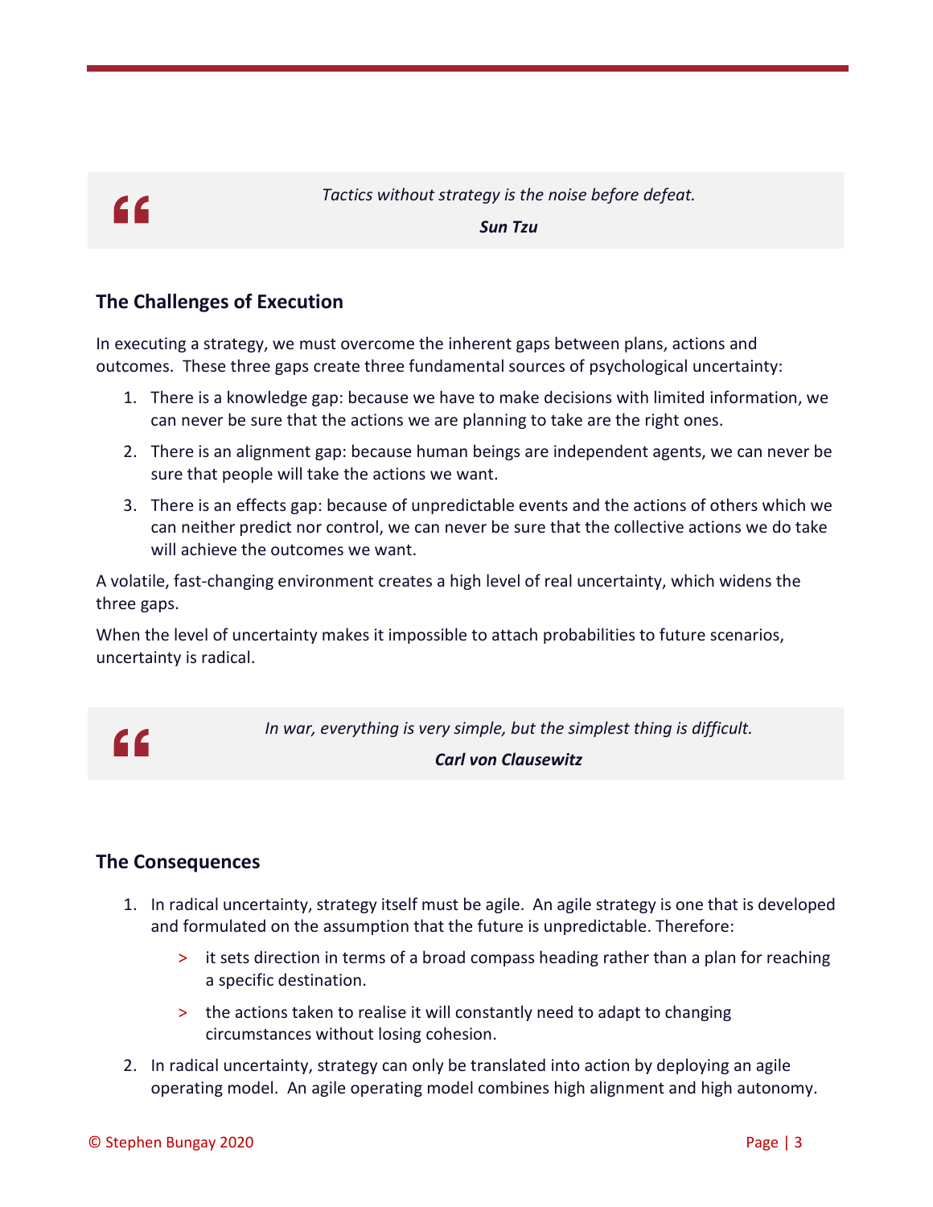> *Tactics without strategy is the noise before defeat.*
>
> ***Sun Tzu***

## The Challenges of Execution

In executing a strategy, we must overcome the inherent gaps between plans, actions and outcomes. These three gaps create three fundamental sources of psychological uncertainty:

1. There is a knowledge gap: because we have to make decisions with limited information, we can never be sure that the actions we are planning to take are the right ones.
2. There is an alignment gap: because human beings are independent agents, we can never be sure that people will take the actions we want.
3. There is an effects gap: because of unpredictable events and the actions of others which we can neither predict nor control, we can never be sure that the collective actions we do take will achieve the outcomes we want.

A volatile, fast-changing environment creates a high level of real uncertainty, which widens the three gaps.

When the level of uncertainty makes it impossible to attach probabilities to future scenarios, uncertainty is radical.

> *In war, everything is very simple, but the simplest thing is difficult.*
>
> ***Carl von Clausewitz***

## The Consequences

1. In radical uncertainty, strategy itself must be agile. An agile strategy is one that is developed and formulated on the assumption that the future is unpredictable. Therefore:
   - it sets direction in terms of a broad compass heading rather than a plan for reaching a specific destination.
   - the actions taken to realise it will constantly need to adapt to changing circumstances without losing cohesion.
2. In radical uncertainty, strategy can only be translated into action by deploying an agile operating model. An agile operating model combines high alignment and high autonomy.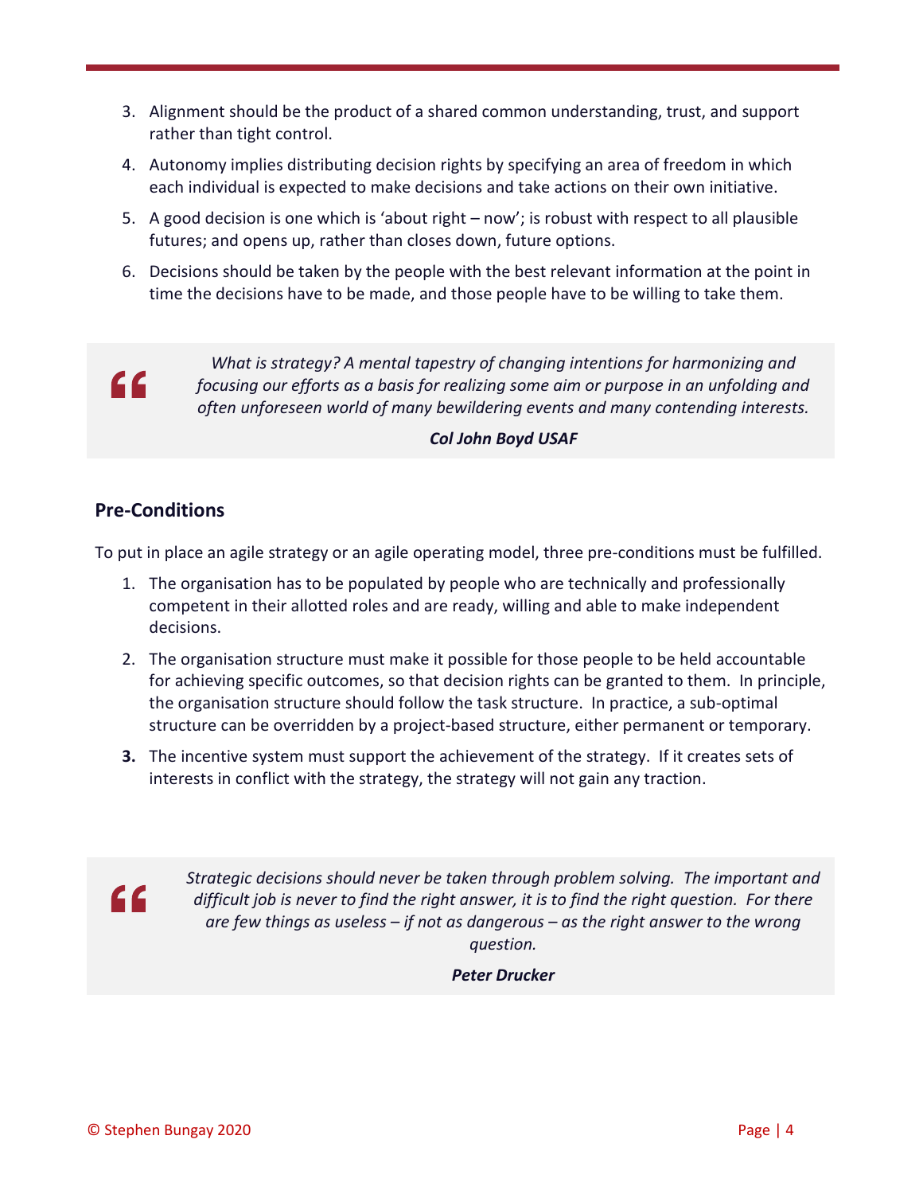3. Alignment should be the product of a shared common understanding, trust, and support rather than tight control.
4. Autonomy implies distributing decision rights by specifying an area of freedom in which each individual is expected to make decisions and take actions on their own initiative.
5. A good decision is one which is 'about right – now'; is robust with respect to all plausible futures; and opens up, rather than closes down, future options.
6. Decisions should be taken by the people with the best relevant information at the point in time the decisions have to be made, and those people have to be willing to take them.

> *What is strategy? A mental tapestry of changing intentions for harmonizing and focusing our efforts as a basis for realizing some aim or purpose in an unfolding and often unforeseen world of many bewildering events and many contending interests.*
>
> ***Col John Boyd USAF***

## Pre-Conditions

To put in place an agile strategy or an agile operating model, three pre-conditions must be fulfilled.

1. The organisation has to be populated by people who are technically and professionally competent in their allotted roles and are ready, willing and able to make independent decisions.
2. The organisation structure must make it possible for those people to be held accountable for achieving specific outcomes, so that decision rights can be granted to them. In principle, the organisation structure should follow the task structure. In practice, a sub-optimal structure can be overridden by a project-based structure, either permanent or temporary.
3. The incentive system must support the achievement of the strategy. If it creates sets of interests in conflict with the strategy, the strategy will not gain any traction.

> *Strategic decisions should never be taken through problem solving. The important and difficult job is never to find the right answer, it is to find the right question. For there are few things as useless – if not as dangerous – as the right answer to the wrong question.*
>
> ***Peter Drucker***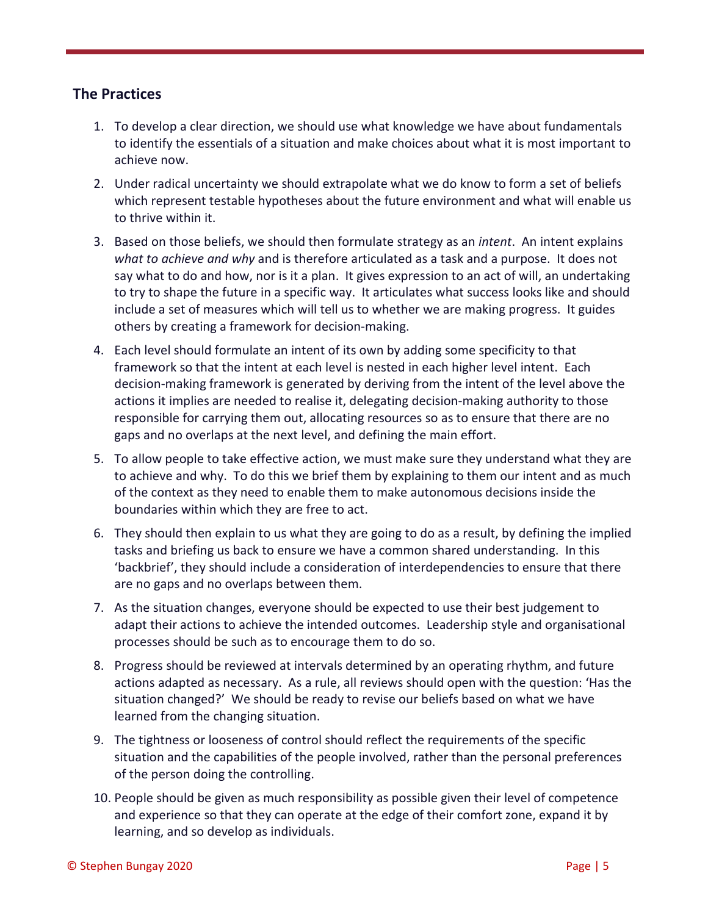## The Practices

1. To develop a clear direction, we should use what knowledge we have about fundamentals to identify the essentials of a situation and make choices about what it is most important to achieve now.
2. Under radical uncertainty we should extrapolate what we do know to form a set of beliefs which represent testable hypotheses about the future environment and what will enable us to thrive within it.
3. Based on those beliefs, we should then formulate strategy as an *intent*. An intent explains *what to achieve and why* and is therefore articulated as a task and a purpose. It does not say what to do and how, nor is it a plan. It gives expression to an act of will, an undertaking to try to shape the future in a specific way. It articulates what success looks like and should include a set of measures which will tell us to whether we are making progress. It guides others by creating a framework for decision-making.
4. Each level should formulate an intent of its own by adding some specificity to that framework so that the intent at each level is nested in each higher level intent. Each decision-making framework is generated by deriving from the intent of the level above the actions it implies are needed to realise it, delegating decision-making authority to those responsible for carrying them out, allocating resources so as to ensure that there are no gaps and no overlaps at the next level, and defining the main effort.
5. To allow people to take effective action, we must make sure they understand what they are to achieve and why. To do this we brief them by explaining to them our intent and as much of the context as they need to enable them to make autonomous decisions inside the boundaries within which they are free to act.
6. They should then explain to us what they are going to do as a result, by defining the implied tasks and briefing us back to ensure we have a common shared understanding. In this 'backbrief', they should include a consideration of interdependencies to ensure that there are no gaps and no overlaps between them.
7. As the situation changes, everyone should be expected to use their best judgement to adapt their actions to achieve the intended outcomes. Leadership style and organisational processes should be such as to encourage them to do so.
8. Progress should be reviewed at intervals determined by an operating rhythm, and future actions adapted as necessary. As a rule, all reviews should open with the question: 'Has the situation changed?' We should be ready to revise our beliefs based on what we have learned from the changing situation.
9. The tightness or looseness of control should reflect the requirements of the specific situation and the capabilities of the people involved, rather than the personal preferences of the person doing the controlling.
10. People should be given as much responsibility as possible given their level of competence and experience so that they can operate at the edge of their comfort zone, expand it by learning, and so develop as individuals.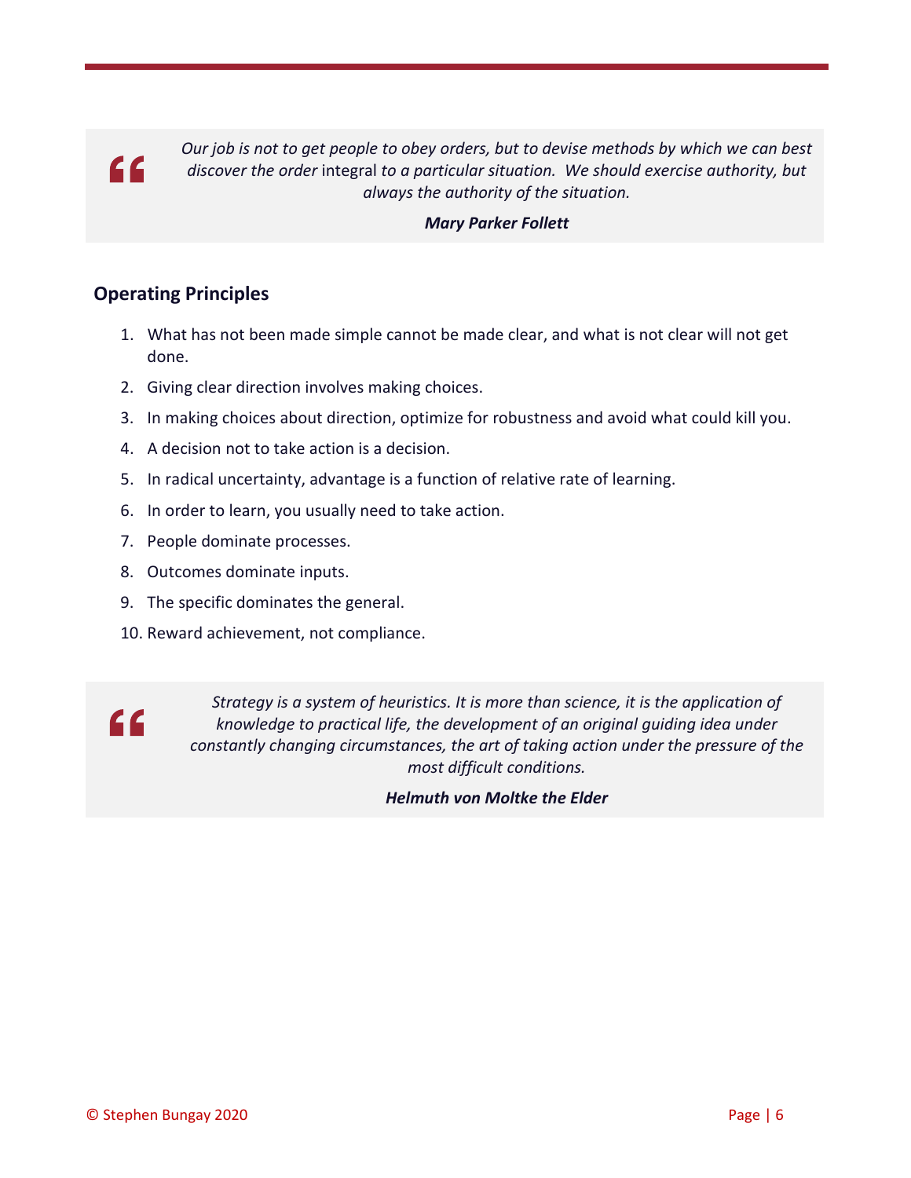> *Our job is not to get people to obey orders, but to devise methods by which we can best discover the order* integral *to a particular situation. We should exercise authority, but always the authority of the situation.*
>
> ***Mary Parker Follett***

## Operating Principles

1. What has not been made simple cannot be made clear, and what is not clear will not get done.
2. Giving clear direction involves making choices.
3. In making choices about direction, optimize for robustness and avoid what could kill you.
4. A decision not to take action is a decision.
5. In radical uncertainty, advantage is a function of relative rate of learning.
6. In order to learn, you usually need to take action.
7. People dominate processes.
8. Outcomes dominate inputs.
9. The specific dominates the general.
10. Reward achievement, not compliance.

> *Strategy is a system of heuristics. It is more than science, it is the application of knowledge to practical life, the development of an original guiding idea under constantly changing circumstances, the art of taking action under the pressure of the most difficult conditions.*
>
> ***Helmuth von Moltke the Elder***

© Stephen Bungay 2020